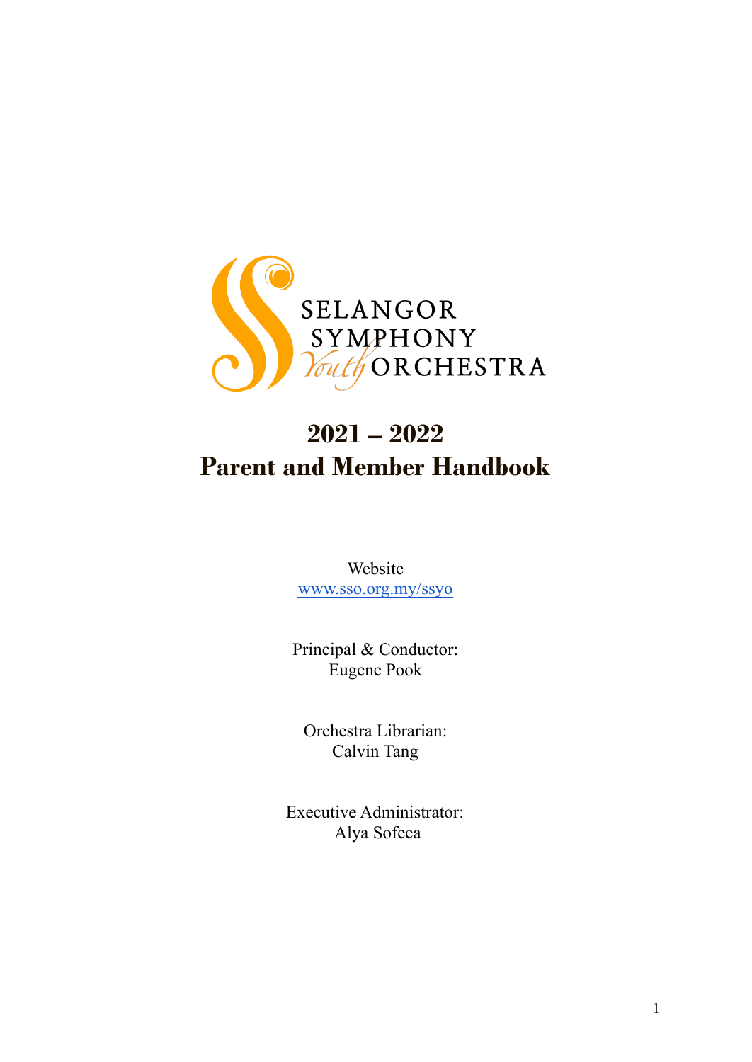SELANGOR SYMPHONY *Youth* ORCHESTRA

# 2021 – 2022
# Parent and Member Handbook

Website
[www.sso.org.my/ssyo](http://www.sso.org.my/ssyo)

Principal & Conductor:
Eugene Pook

Orchestra Librarian:
Calvin Tang

Executive Administrator:
Alya Sofeea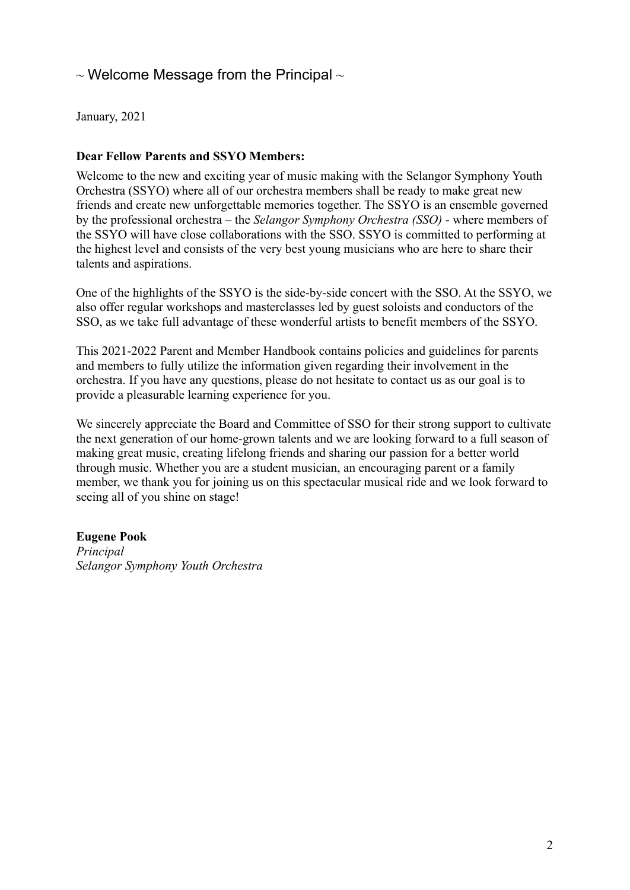## ~ Welcome Message from the Principal ~

January, 2021

**Dear Fellow Parents and SSYO Members:**

Welcome to the new and exciting year of music making with the Selangor Symphony Youth Orchestra (SSYO) where all of our orchestra members shall be ready to make great new friends and create new unforgettable memories together. The SSYO is an ensemble governed by the professional orchestra – the *Selangor Symphony Orchestra (SSO)* - where members of the SSYO will have close collaborations with the SSO. SSYO is committed to performing at the highest level and consists of the very best young musicians who are here to share their talents and aspirations.

One of the highlights of the SSYO is the side-by-side concert with the SSO. At the SSYO, we also offer regular workshops and masterclasses led by guest soloists and conductors of the SSO, as we take full advantage of these wonderful artists to benefit members of the SSYO.

This 2021-2022 Parent and Member Handbook contains policies and guidelines for parents and members to fully utilize the information given regarding their involvement in the orchestra. If you have any questions, please do not hesitate to contact us as our goal is to provide a pleasurable learning experience for you.

We sincerely appreciate the Board and Committee of SSO for their strong support to cultivate the next generation of our home-grown talents and we are looking forward to a full season of making great music, creating lifelong friends and sharing our passion for a better world through music. Whether you are a student musician, an encouraging parent or a family member, we thank you for joining us on this spectacular musical ride and we look forward to seeing all of you shine on stage!

**Eugene Pook**
*Principal*
*Selangor Symphony Youth Orchestra*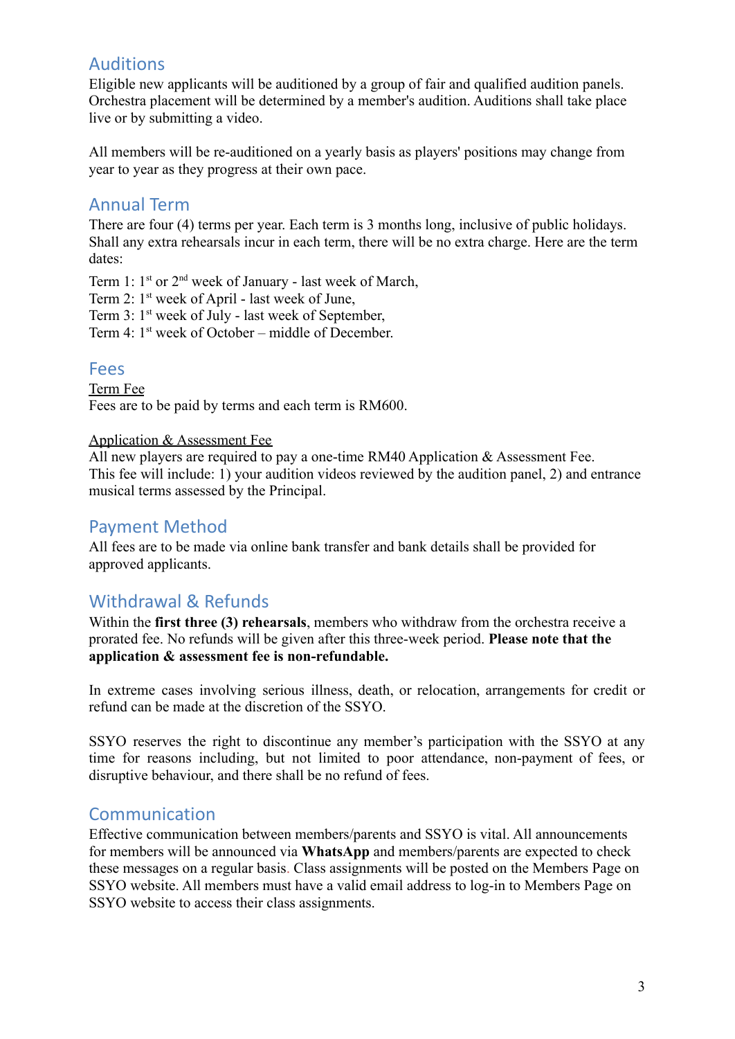## Auditions

Eligible new applicants will be auditioned by a group of fair and qualified audition panels. Orchestra placement will be determined by a member's audition. Auditions shall take place live or by submitting a video.

All members will be re-auditioned on a yearly basis as players' positions may change from year to year as they progress at their own pace.

## Annual Term

There are four (4) terms per year. Each term is 3 months long, inclusive of public holidays. Shall any extra rehearsals incur in each term, there will be no extra charge. Here are the term dates:

Term 1: 1st or 2nd week of January - last week of March,
Term 2: 1st week of April - last week of June,
Term 3: 1st week of July - last week of September,
Term 4: 1st week of October – middle of December.

## Fees

Term Fee

Fees are to be paid by terms and each term is RM600.

Application & Assessment Fee

All new players are required to pay a one-time RM40 Application & Assessment Fee. This fee will include: 1) your audition videos reviewed by the audition panel, 2) and entrance musical terms assessed by the Principal.

## Payment Method

All fees are to be made via online bank transfer and bank details shall be provided for approved applicants.

## Withdrawal & Refunds

Within the **first three (3) rehearsals**, members who withdraw from the orchestra receive a prorated fee. No refunds will be given after this three-week period. **Please note that the application & assessment fee is non-refundable.**

In extreme cases involving serious illness, death, or relocation, arrangements for credit or refund can be made at the discretion of the SSYO.

SSYO reserves the right to discontinue any member's participation with the SSYO at any time for reasons including, but not limited to poor attendance, non-payment of fees, or disruptive behaviour, and there shall be no refund of fees.

## Communication

Effective communication between members/parents and SSYO is vital. All announcements for members will be announced via **WhatsApp** and members/parents are expected to check these messages on a regular basis. Class assignments will be posted on the Members Page on SSYO website. All members must have a valid email address to log-in to Members Page on SSYO website to access their class assignments.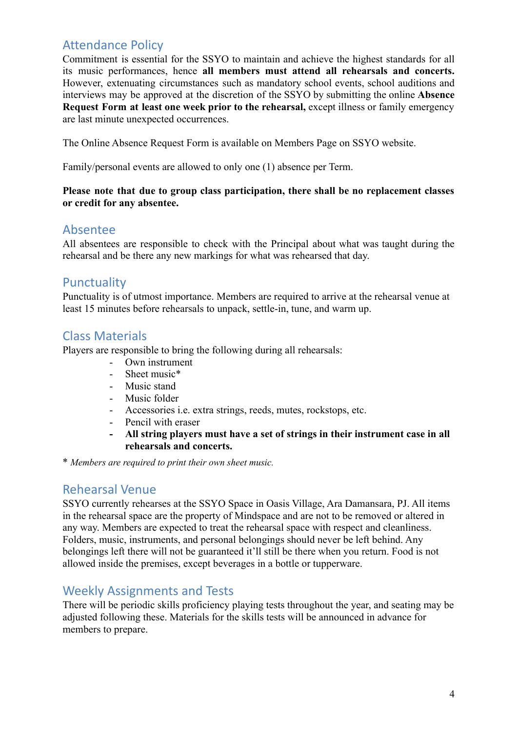## Attendance Policy

Commitment is essential for the SSYO to maintain and achieve the highest standards for all its music performances, hence **all members must attend all rehearsals and concerts.** However, extenuating circumstances such as mandatory school events, school auditions and interviews may be approved at the discretion of the SSYO by submitting the online **Absence Request Form at least one week prior to the rehearsal,** except illness or family emergency are last minute unexpected occurrences.

The Online Absence Request Form is available on Members Page on SSYO website.

Family/personal events are allowed to only one (1) absence per Term.

**Please note that due to group class participation, there shall be no replacement classes or credit for any absentee.**

## Absentee

All absentees are responsible to check with the Principal about what was taught during the rehearsal and be there any new markings for what was rehearsed that day.

## Punctuality

Punctuality is of utmost importance. Members are required to arrive at the rehearsal venue at least 15 minutes before rehearsals to unpack, settle-in, tune, and warm up.

## Class Materials

Players are responsible to bring the following during all rehearsals:

- Own instrument
- Sheet music*
- Music stand
- Music folder
- Accessories i.e. extra strings, reeds, mutes, rockstops, etc.
- Pencil with eraser
- **All string players must have a set of strings in their instrument case in all rehearsals and concerts.**

\* *Members are required to print their own sheet music.*

## Rehearsal Venue

SSYO currently rehearses at the SSYO Space in Oasis Village, Ara Damansara, PJ. All items in the rehearsal space are the property of Mindspace and are not to be removed or altered in any way. Members are expected to treat the rehearsal space with respect and cleanliness. Folders, music, instruments, and personal belongings should never be left behind. Any belongings left there will not be guaranteed it'll still be there when you return. Food is not allowed inside the premises, except beverages in a bottle or tupperware.

## Weekly Assignments and Tests

There will be periodic skills proficiency playing tests throughout the year, and seating may be adjusted following these. Materials for the skills tests will be announced in advance for members to prepare.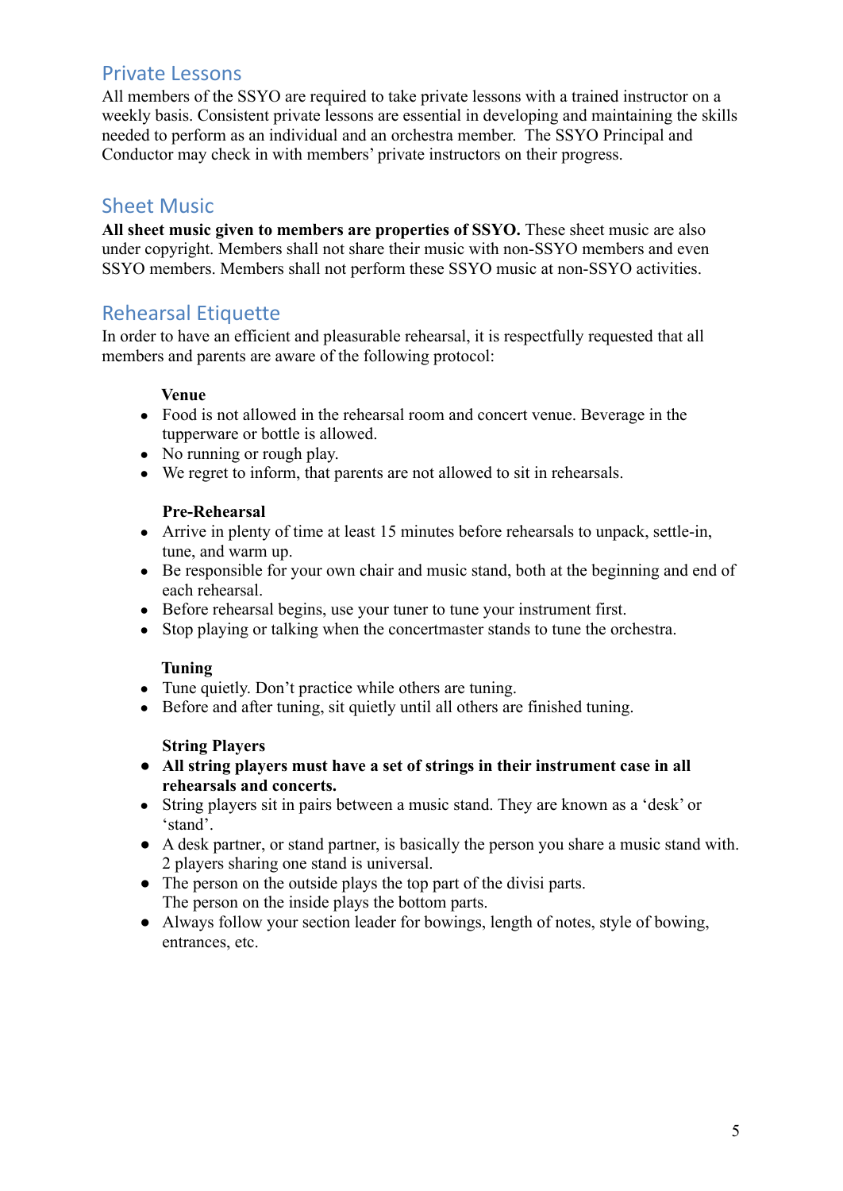## Private Lessons

All members of the SSYO are required to take private lessons with a trained instructor on a weekly basis. Consistent private lessons are essential in developing and maintaining the skills needed to perform as an individual and an orchestra member. The SSYO Principal and Conductor may check in with members' private instructors on their progress.

## Sheet Music

**All sheet music given to members are properties of SSYO.** These sheet music are also under copyright. Members shall not share their music with non-SSYO members and even SSYO members. Members shall not perform these SSYO music at non-SSYO activities.

## Rehearsal Etiquette

In order to have an efficient and pleasurable rehearsal, it is respectfully requested that all members and parents are aware of the following protocol:

**Venue**

- Food is not allowed in the rehearsal room and concert venue. Beverage in the tupperware or bottle is allowed.
- No running or rough play.
- We regret to inform, that parents are not allowed to sit in rehearsals.

**Pre-Rehearsal**

- Arrive in plenty of time at least 15 minutes before rehearsals to unpack, settle-in, tune, and warm up.
- Be responsible for your own chair and music stand, both at the beginning and end of each rehearsal.
- Before rehearsal begins, use your tuner to tune your instrument first.
- Stop playing or talking when the concertmaster stands to tune the orchestra.

**Tuning**

- Tune quietly. Don't practice while others are tuning.
- Before and after tuning, sit quietly until all others are finished tuning.

**String Players**

- **All string players must have a set of strings in their instrument case in all rehearsals and concerts.**
- String players sit in pairs between a music stand. They are known as a 'desk' or 'stand'.
- A desk partner, or stand partner, is basically the person you share a music stand with. 2 players sharing one stand is universal.
- The person on the outside plays the top part of the divisi parts.  
  The person on the inside plays the bottom parts.
- Always follow your section leader for bowings, length of notes, style of bowing, entrances, etc.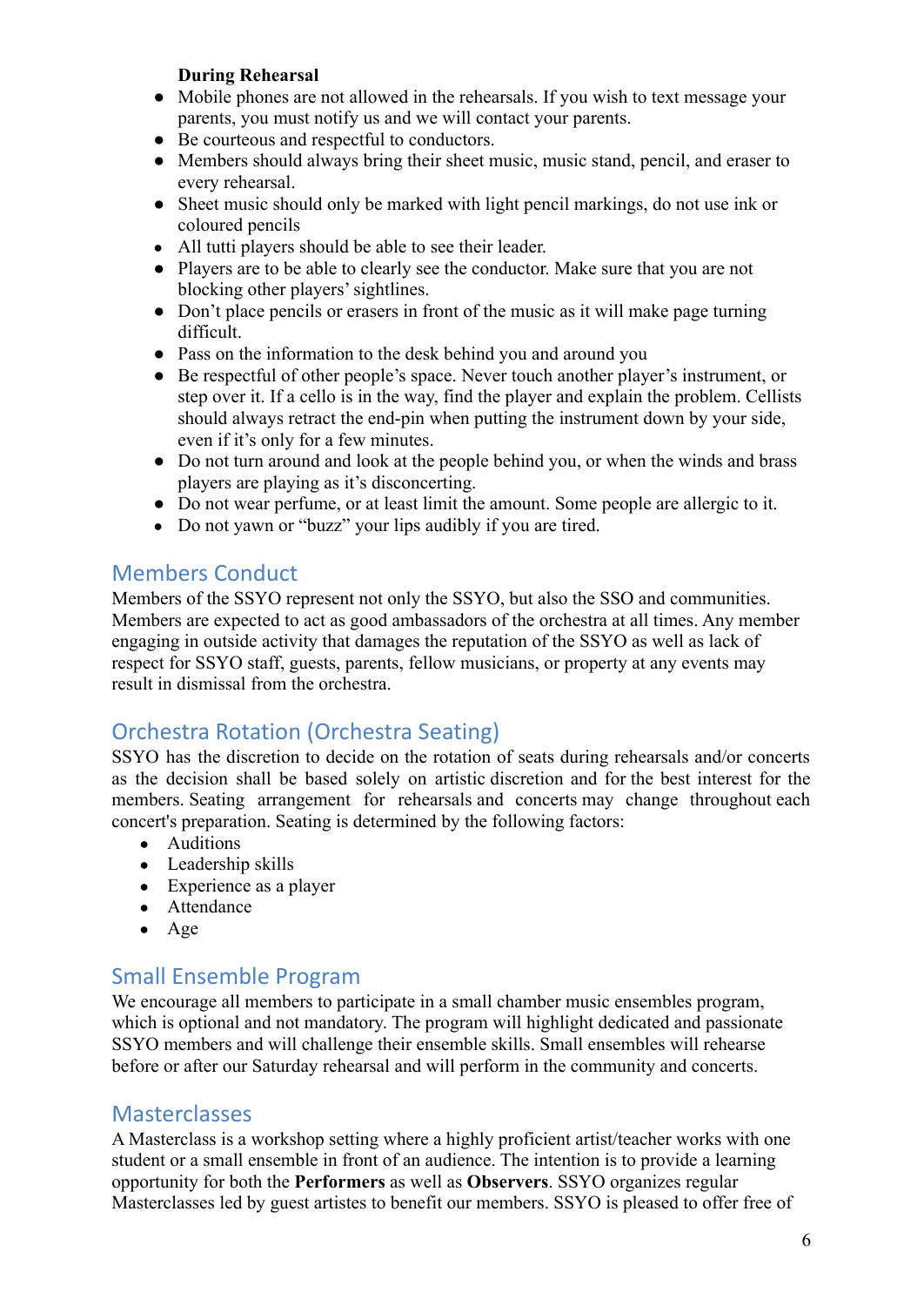**During Rehearsal**

- Mobile phones are not allowed in the rehearsals. If you wish to text message your parents, you must notify us and we will contact your parents.
- Be courteous and respectful to conductors.
- Members should always bring their sheet music, music stand, pencil, and eraser to every rehearsal.
- Sheet music should only be marked with light pencil markings, do not use ink or coloured pencils
- All tutti players should be able to see their leader.
- Players are to be able to clearly see the conductor. Make sure that you are not blocking other players' sightlines.
- Don't place pencils or erasers in front of the music as it will make page turning difficult.
- Pass on the information to the desk behind you and around you
- Be respectful of other people's space. Never touch another player's instrument, or step over it. If a cello is in the way, find the player and explain the problem. Cellists should always retract the end-pin when putting the instrument down by your side, even if it's only for a few minutes.
- Do not turn around and look at the people behind you, or when the winds and brass players are playing as it's disconcerting.
- Do not wear perfume, or at least limit the amount. Some people are allergic to it.
- Do not yawn or "buzz" your lips audibly if you are tired.

## Members Conduct

Members of the SSYO represent not only the SSYO, but also the SSO and communities. Members are expected to act as good ambassadors of the orchestra at all times. Any member engaging in outside activity that damages the reputation of the SSYO as well as lack of respect for SSYO staff, guests, parents, fellow musicians, or property at any events may result in dismissal from the orchestra.

## Orchestra Rotation (Orchestra Seating)

SSYO has the discretion to decide on the rotation of seats during rehearsals and/or concerts as the decision shall be based solely on artistic discretion and for the best interest for the members. Seating arrangement for rehearsals and concerts may change throughout each concert's preparation. Seating is determined by the following factors:

- Auditions
- Leadership skills
- Experience as a player
- Attendance
- Age

## Small Ensemble Program

We encourage all members to participate in a small chamber music ensembles program, which is optional and not mandatory. The program will highlight dedicated and passionate SSYO members and will challenge their ensemble skills. Small ensembles will rehearse before or after our Saturday rehearsal and will perform in the community and concerts.

## Masterclasses

A Masterclass is a workshop setting where a highly proficient artist/teacher works with one student or a small ensemble in front of an audience. The intention is to provide a learning opportunity for both the **Performers** as well as **Observers**. SSYO organizes regular Masterclasses led by guest artistes to benefit our members. SSYO is pleased to offer free of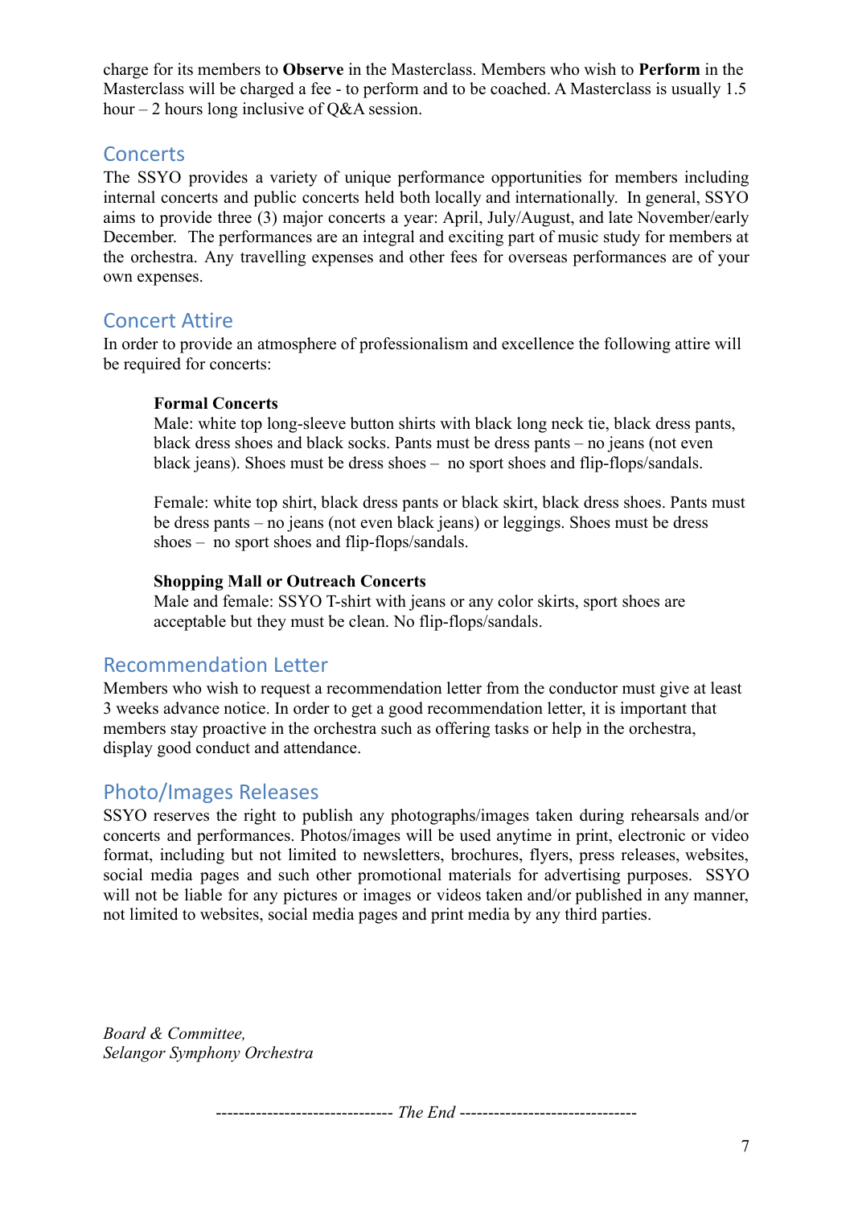charge for its members to **Observe** in the Masterclass. Members who wish to **Perform** in the Masterclass will be charged a fee - to perform and to be coached. A Masterclass is usually 1.5 hour – 2 hours long inclusive of Q&A session.

## Concerts

The SSYO provides a variety of unique performance opportunities for members including internal concerts and public concerts held both locally and internationally. In general, SSYO aims to provide three (3) major concerts a year: April, July/August, and late November/early December. The performances are an integral and exciting part of music study for members at the orchestra. Any travelling expenses and other fees for overseas performances are of your own expenses.

## Concert Attire

In order to provide an atmosphere of professionalism and excellence the following attire will be required for concerts:

**Formal Concerts**

Male: white top long-sleeve button shirts with black long neck tie, black dress pants, black dress shoes and black socks. Pants must be dress pants – no jeans (not even black jeans). Shoes must be dress shoes – no sport shoes and flip-flops/sandals.

Female: white top shirt, black dress pants or black skirt, black dress shoes. Pants must be dress pants – no jeans (not even black jeans) or leggings. Shoes must be dress shoes – no sport shoes and flip-flops/sandals.

**Shopping Mall or Outreach Concerts**

Male and female: SSYO T-shirt with jeans or any color skirts, sport shoes are acceptable but they must be clean. No flip-flops/sandals.

## Recommendation Letter

Members who wish to request a recommendation letter from the conductor must give at least 3 weeks advance notice. In order to get a good recommendation letter, it is important that members stay proactive in the orchestra such as offering tasks or help in the orchestra, display good conduct and attendance.

## Photo/Images Releases

SSYO reserves the right to publish any photographs/images taken during rehearsals and/or concerts and performances. Photos/images will be used anytime in print, electronic or video format, including but not limited to newsletters, brochures, flyers, press releases, websites, social media pages and such other promotional materials for advertising purposes. SSYO will not be liable for any pictures or images or videos taken and/or published in any manner, not limited to websites, social media pages and print media by any third parties.

*Board & Committee,*
*Selangor Symphony Orchestra*

------------------------------- *The End* -------------------------------